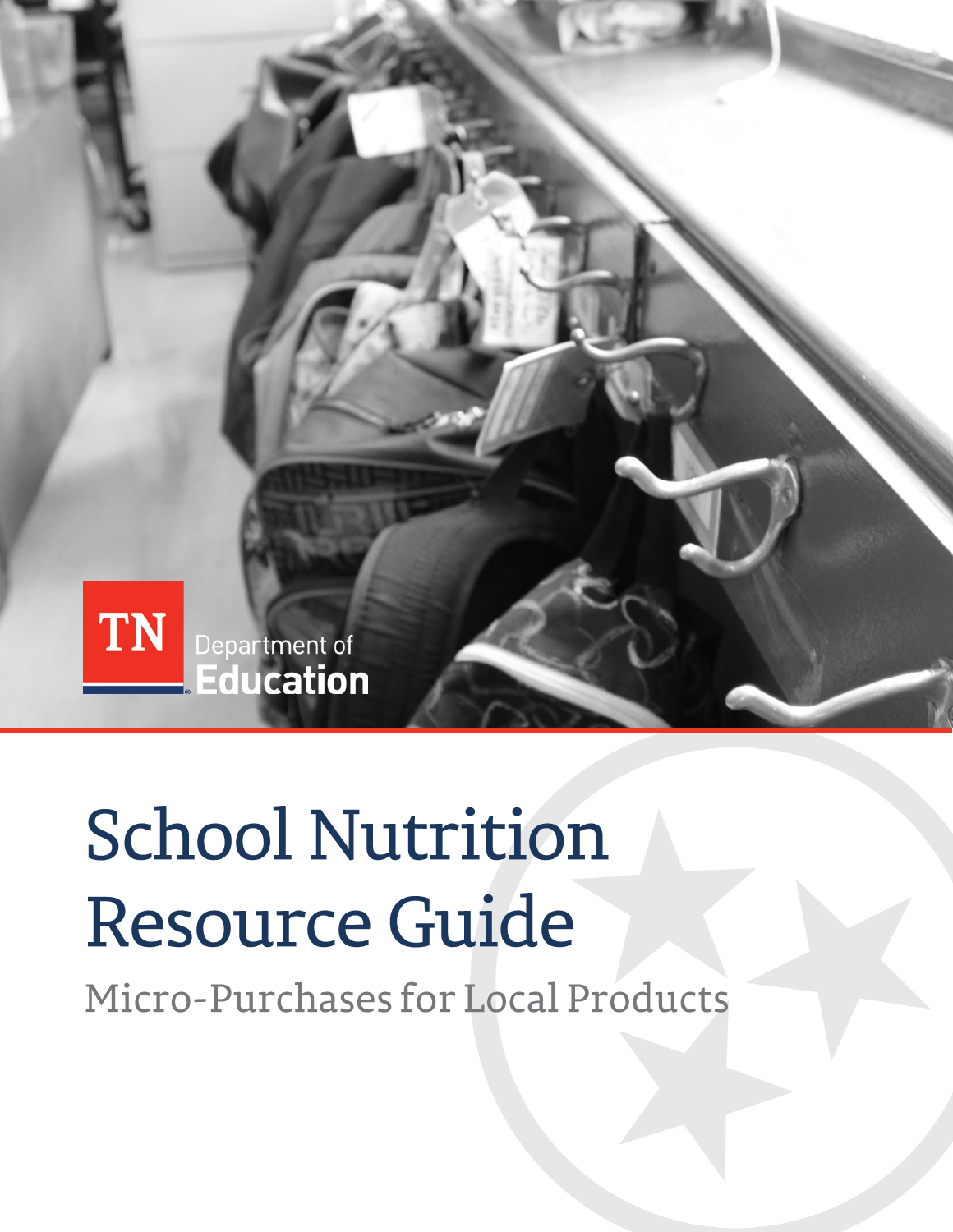TN Department of Education

# School Nutrition Resource Guide

## Micro-Purchases for Local Products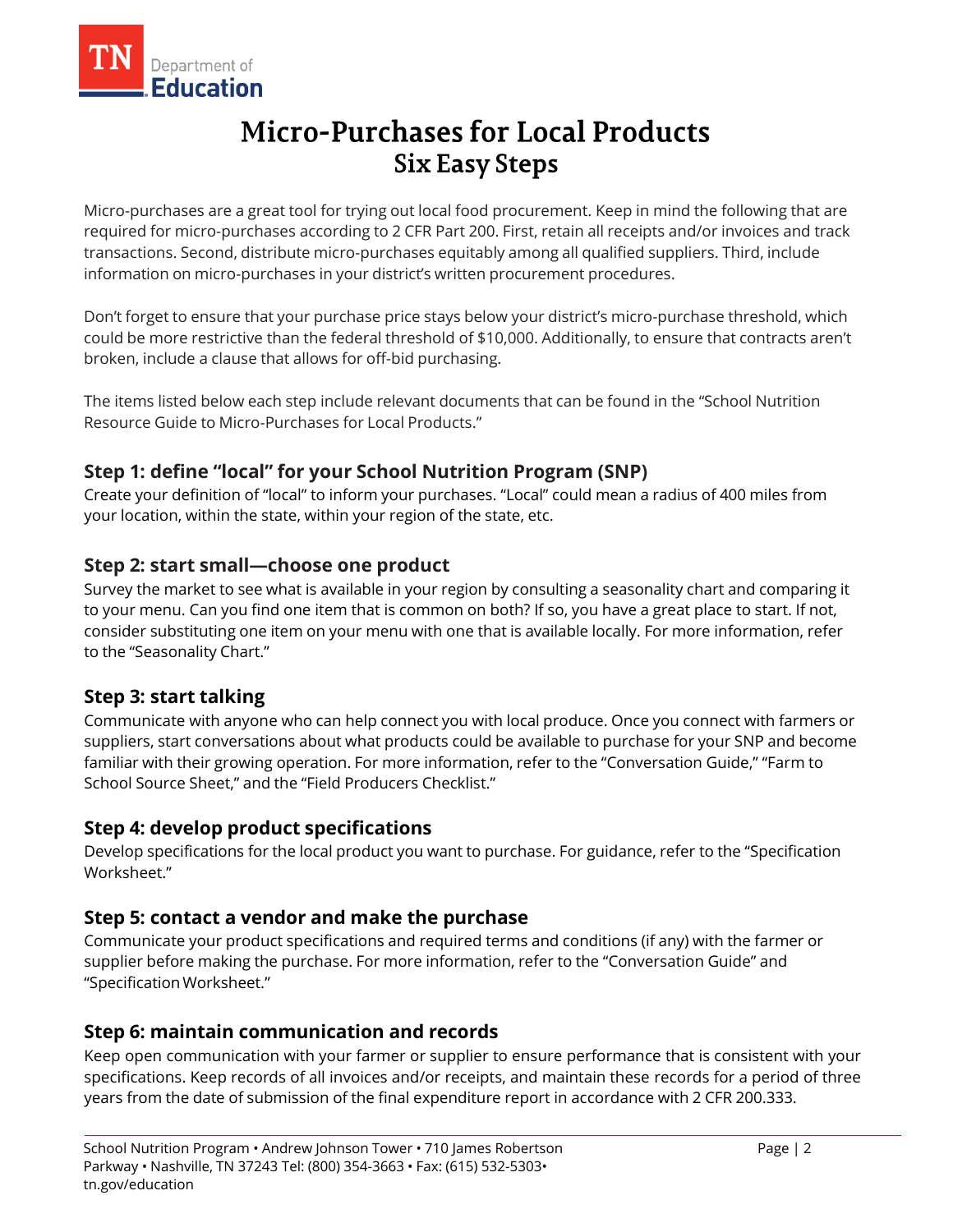# Micro-Purchases for Local Products
## Six Easy Steps

Micro-purchases are a great tool for trying out local food procurement. Keep in mind the following that are required for micro-purchases according to 2 CFR Part 200. First, retain all receipts and/or invoices and track transactions. Second, distribute micro-purchases equitably among all qualified suppliers. Third, include information on micro-purchases in your district's written procurement procedures.

Don't forget to ensure that your purchase price stays below your district's micro-purchase threshold, which could be more restrictive than the federal threshold of $10,000. Additionally, to ensure that contracts aren't broken, include a clause that allows for off-bid purchasing.

The items listed below each step include relevant documents that can be found in the "School Nutrition Resource Guide to Micro-Purchases for Local Products."

### Step 1: define "local" for your School Nutrition Program (SNP)

Create your definition of "local" to inform your purchases. "Local" could mean a radius of 400 miles from your location, within the state, within your region of the state, etc.

### Step 2: start small—choose one product

Survey the market to see what is available in your region by consulting a seasonality chart and comparing it to your menu. Can you find one item that is common on both? If so, you have a great place to start. If not, consider substituting one item on your menu with one that is available locally. For more information, refer to the "Seasonality Chart."

### Step 3: start talking

Communicate with anyone who can help connect you with local produce. Once you connect with farmers or suppliers, start conversations about what products could be available to purchase for your SNP and become familiar with their growing operation. For more information, refer to the "Conversation Guide," "Farm to School Source Sheet," and the "Field Producers Checklist."

### Step 4: develop product specifications

Develop specifications for the local product you want to purchase. For guidance, refer to the "Specification Worksheet."

### Step 5: contact a vendor and make the purchase

Communicate your product specifications and required terms and conditions (if any) with the farmer or supplier before making the purchase. For more information, refer to the "Conversation Guide" and "Specification Worksheet."

### Step 6: maintain communication and records

Keep open communication with your farmer or supplier to ensure performance that is consistent with your specifications. Keep records of all invoices and/or receipts, and maintain these records for a period of three years from the date of submission of the final expenditure report in accordance with 2 CFR 200.333.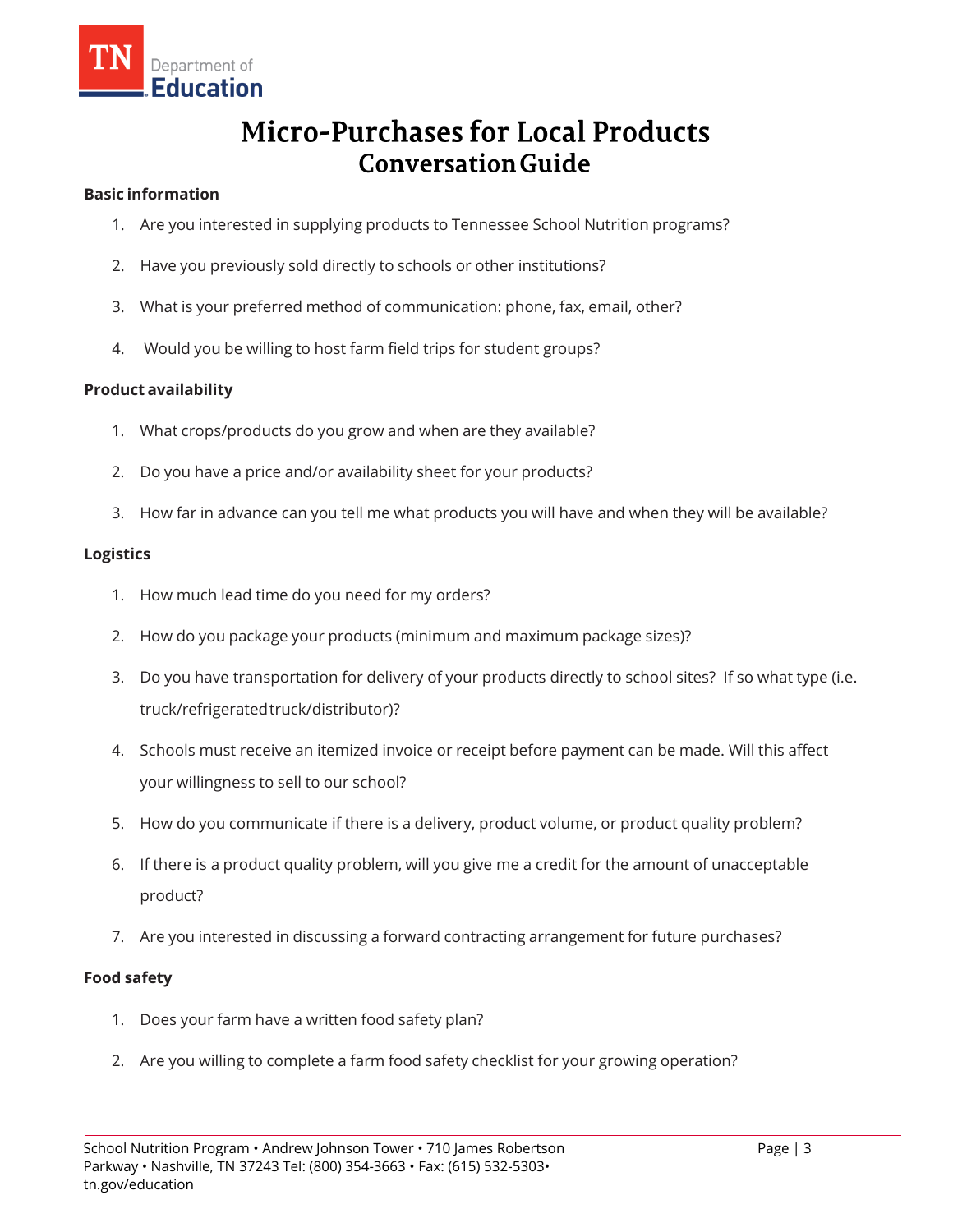# Micro-Purchases for Local Products
## Conversation Guide

**Basic information**

1. Are you interested in supplying products to Tennessee School Nutrition programs?
2. Have you previously sold directly to schools or other institutions?
3. What is your preferred method of communication: phone, fax, email, other?
4. Would you be willing to host farm field trips for student groups?

**Product availability**

1. What crops/products do you grow and when are they available?
2. Do you have a price and/or availability sheet for your products?
3. How far in advance can you tell me what products you will have and when they will be available?

**Logistics**

1. How much lead time do you need for my orders?
2. How do you package your products (minimum and maximum package sizes)?
3. Do you have transportation for delivery of your products directly to school sites? If so what type (i.e. truck/refrigerated truck/distributor)?
4. Schools must receive an itemized invoice or receipt before payment can be made. Will this affect your willingness to sell to our school?
5. How do you communicate if there is a delivery, product volume, or product quality problem?
6. If there is a product quality problem, will you give me a credit for the amount of unacceptable product?
7. Are you interested in discussing a forward contracting arrangement for future purchases?

**Food safety**

1. Does your farm have a written food safety plan?
2. Are you willing to complete a farm food safety checklist for your growing operation?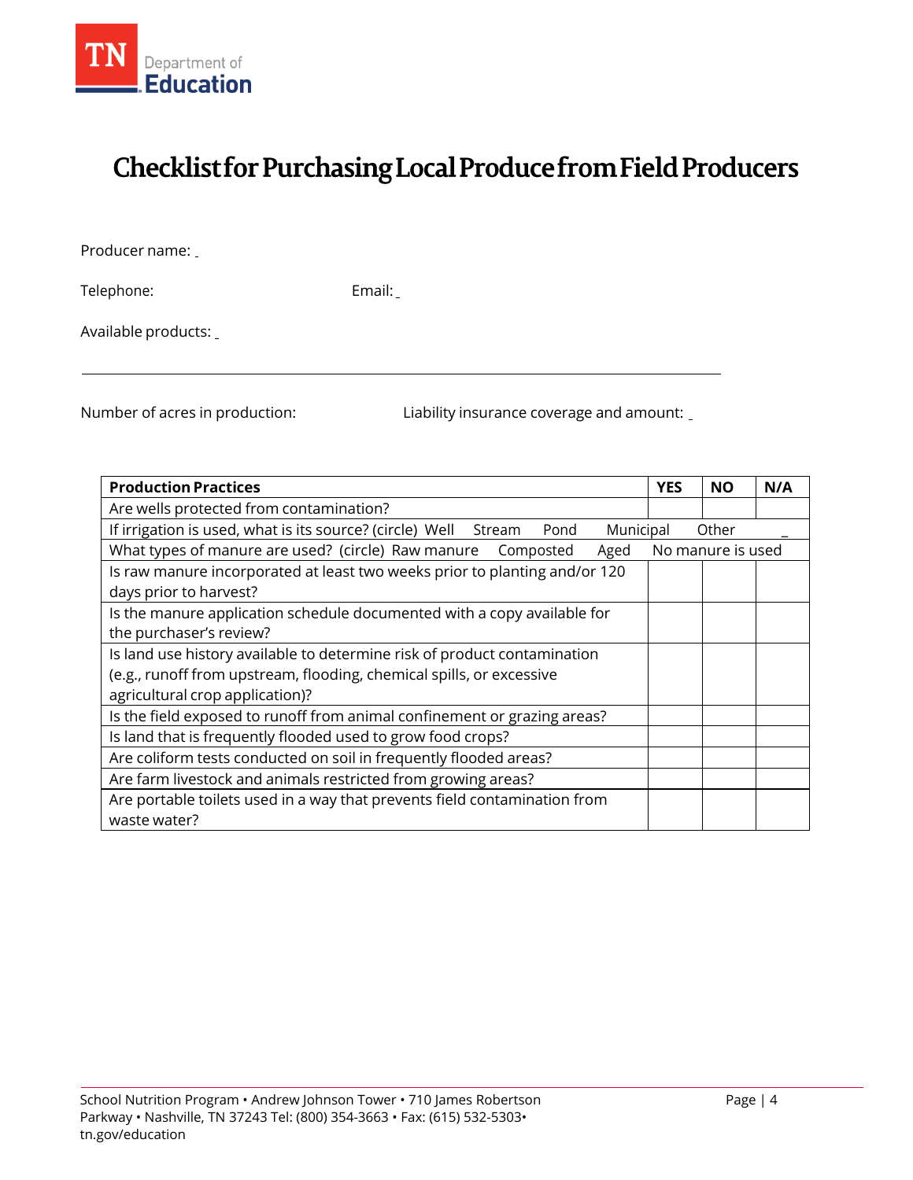# Checklist for Purchasing Local Produce from Field Producers

Producer name: _

Telephone: Email: _

Available products: _

Number of acres in production: Liability insurance coverage and amount: _

| Production Practices | YES | NO | N/A |
|---|---|---|---|
| Are wells protected from contamination? | | | |
| If irrigation is used, what is its source? (circle) Well Stream Pond Municipal Other _ | | | |
| What types of manure are used? (circle) Raw manure Composted Aged No manure is used | | | |
| Is raw manure incorporated at least two weeks prior to planting and/or 120 days prior to harvest? | | | |
| Is the manure application schedule documented with a copy available for the purchaser's review? | | | |
| Is land use history available to determine risk of product contamination (e.g., runoff from upstream, flooding, chemical spills, or excessive agricultural crop application)? | | | |
| Is the field exposed to runoff from animal confinement or grazing areas? | | | |
| Is land that is frequently flooded used to grow food crops? | | | |
| Are coliform tests conducted on soil in frequently flooded areas? | | | |
| Are farm livestock and animals restricted from growing areas? | | | |
| Are portable toilets used in a way that prevents field contamination from waste water? | | | |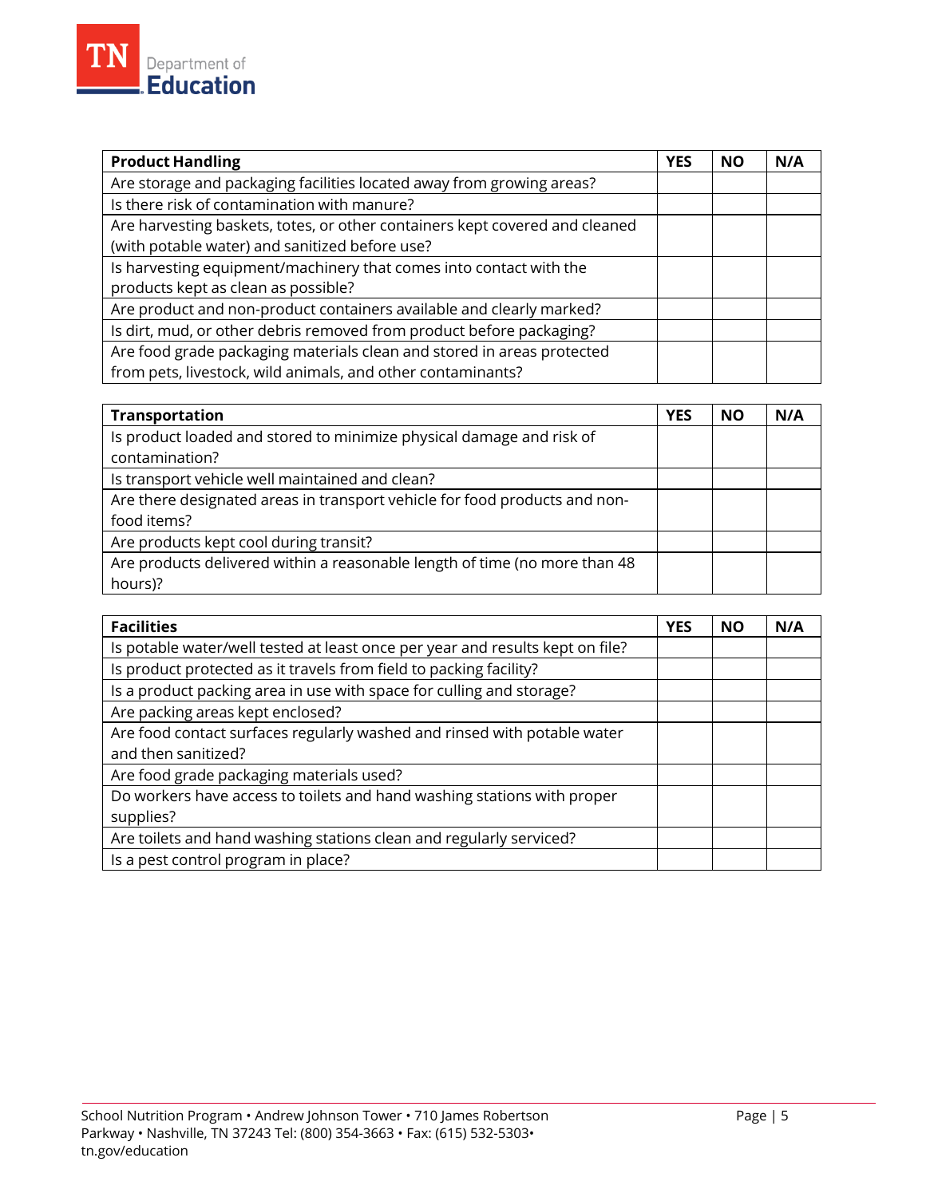| Product Handling | YES | NO | N/A |
|---|---|---|---|
| Are storage and packaging facilities located away from growing areas? | | | |
| Is there risk of contamination with manure? | | | |
| Are harvesting baskets, totes, or other containers kept covered and cleaned (with potable water) and sanitized before use? | | | |
| Is harvesting equipment/machinery that comes into contact with the products kept as clean as possible? | | | |
| Are product and non-product containers available and clearly marked? | | | |
| Is dirt, mud, or other debris removed from product before packaging? | | | |
| Are food grade packaging materials clean and stored in areas protected from pets, livestock, wild animals, and other contaminants? | | | |

| Transportation | YES | NO | N/A |
|---|---|---|---|
| Is product loaded and stored to minimize physical damage and risk of contamination? | | | |
| Is transport vehicle well maintained and clean? | | | |
| Are there designated areas in transport vehicle for food products and non-food items? | | | |
| Are products kept cool during transit? | | | |
| Are products delivered within a reasonable length of time (no more than 48 hours)? | | | |

| Facilities | YES | NO | N/A |
|---|---|---|---|
| Is potable water/well tested at least once per year and results kept on file? | | | |
| Is product protected as it travels from field to packing facility? | | | |
| Is a product packing area in use with space for culling and storage? | | | |
| Are packing areas kept enclosed? | | | |
| Are food contact surfaces regularly washed and rinsed with potable water and then sanitized? | | | |
| Are food grade packaging materials used? | | | |
| Do workers have access to toilets and hand washing stations with proper supplies? | | | |
| Are toilets and hand washing stations clean and regularly serviced? | | | |
| Is a pest control program in place? | | | |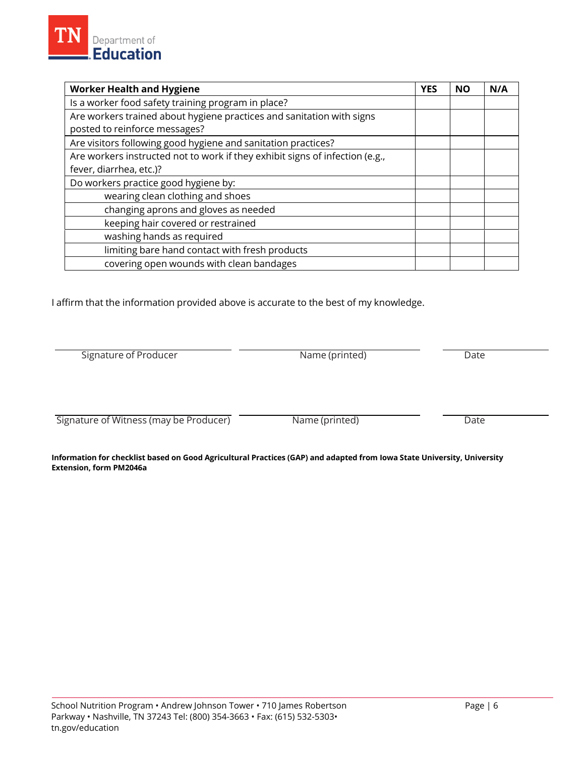| Worker Health and Hygiene | YES | NO | N/A |
| --- | --- | --- | --- |
| Is a worker food safety training program in place? | | | |
| Are workers trained about hygiene practices and sanitation with signs posted to reinforce messages? | | | |
| Are visitors following good hygiene and sanitation practices? | | | |
| Are workers instructed not to work if they exhibit signs of infection (e.g., fever, diarrhea, etc.)? | | | |
| Do workers practice good hygiene by: | | | |
| wearing clean clothing and shoes | | | |
| changing aprons and gloves as needed | | | |
| keeping hair covered or restrained | | | |
| washing hands as required | | | |
| limiting bare hand contact with fresh products | | | |
| covering open wounds with clean bandages | | | |

I affirm that the information provided above is accurate to the best of my knowledge.

| Signature of Producer | Name (printed) | Date |
| --- | --- | --- |
| | | |

| Signature of Witness (may be Producer) | Name (printed) | Date |
| --- | --- | --- |
| | | |

**Information for checklist based on Good Agricultural Practices (GAP) and adapted from Iowa State University, University Extension, form PM2046a**

School Nutrition Program • Andrew Johnson Tower • 710 James Robertson Parkway • Nashville, TN 37243 Tel: (800) 354-3663 • Fax: (615) 532-5303• tn.gov/education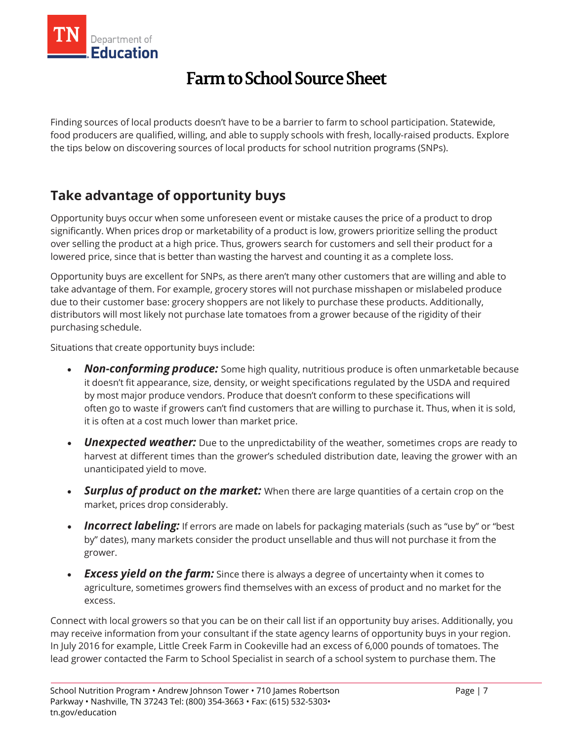# Farm to School Source Sheet

Finding sources of local products doesn't have to be a barrier to farm to school participation. Statewide, food producers are qualified, willing, and able to supply schools with fresh, locally-raised products. Explore the tips below on discovering sources of local products for school nutrition programs (SNPs).

## Take advantage of opportunity buys

Opportunity buys occur when some unforeseen event or mistake causes the price of a product to drop significantly. When prices drop or marketability of a product is low, growers prioritize selling the product over selling the product at a high price. Thus, growers search for customers and sell their product for a lowered price, since that is better than wasting the harvest and counting it as a complete loss.

Opportunity buys are excellent for SNPs, as there aren't many other customers that are willing and able to take advantage of them. For example, grocery stores will not purchase misshapen or mislabeled produce due to their customer base: grocery shoppers are not likely to purchase these products. Additionally, distributors will most likely not purchase late tomatoes from a grower because of the rigidity of their purchasing schedule.

Situations that create opportunity buys include:

- ***Non-conforming produce:*** Some high quality, nutritious produce is often unmarketable because it doesn't fit appearance, size, density, or weight specifications regulated by the USDA and required by most major produce vendors. Produce that doesn't conform to these specifications will often go to waste if growers can't find customers that are willing to purchase it. Thus, when it is sold, it is often at a cost much lower than market price.
- ***Unexpected weather:*** Due to the unpredictability of the weather, sometimes crops are ready to harvest at different times than the grower's scheduled distribution date, leaving the grower with an unanticipated yield to move.
- ***Surplus of product on the market:*** When there are large quantities of a certain crop on the market, prices drop considerably.
- ***Incorrect labeling:*** If errors are made on labels for packaging materials (such as "use by" or "best by" dates), many markets consider the product unsellable and thus will not purchase it from the grower.
- ***Excess yield on the farm:*** Since there is always a degree of uncertainty when it comes to agriculture, sometimes growers find themselves with an excess of product and no market for the excess.

Connect with local growers so that you can be on their call list if an opportunity buy arises. Additionally, you may receive information from your consultant if the state agency learns of opportunity buys in your region. In July 2016 for example, Little Creek Farm in Cookeville had an excess of 6,000 pounds of tomatoes. The lead grower contacted the Farm to School Specialist in search of a school system to purchase them. The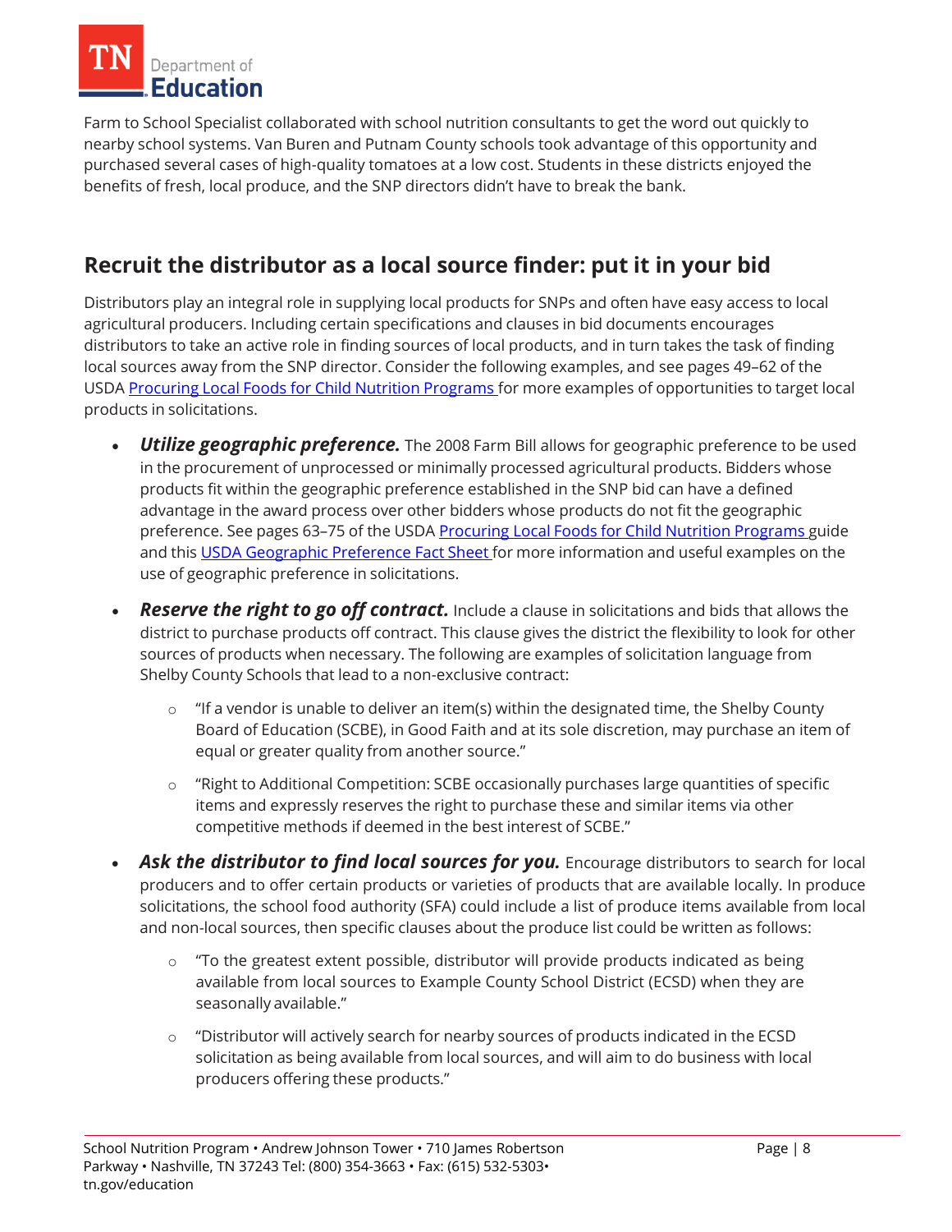Farm to School Specialist collaborated with school nutrition consultants to get the word out quickly to nearby school systems. Van Buren and Putnam County schools took advantage of this opportunity and purchased several cases of high-quality tomatoes at a low cost. Students in these districts enjoyed the benefits of fresh, local produce, and the SNP directors didn't have to break the bank.

## Recruit the distributor as a local source finder: put it in your bid

Distributors play an integral role in supplying local products for SNPs and often have easy access to local agricultural producers. Including certain specifications and clauses in bid documents encourages distributors to take an active role in finding sources of local products, and in turn takes the task of finding local sources away from the SNP director. Consider the following examples, and see pages 49–62 of the USDA Procuring Local Foods for Child Nutrition Programs for more examples of opportunities to target local products in solicitations.

- ***Utilize geographic preference.*** The 2008 Farm Bill allows for geographic preference to be used in the procurement of unprocessed or minimally processed agricultural products. Bidders whose products fit within the geographic preference established in the SNP bid can have a defined advantage in the award process over other bidders whose products do not fit the geographic preference. See pages 63–75 of the USDA Procuring Local Foods for Child Nutrition Programs guide and this USDA Geographic Preference Fact Sheet for more information and useful examples on the use of geographic preference in solicitations.
- ***Reserve the right to go off contract.*** Include a clause in solicitations and bids that allows the district to purchase products off contract. This clause gives the district the flexibility to look for other sources of products when necessary. The following are examples of solicitation language from Shelby County Schools that lead to a non-exclusive contract:
  - "If a vendor is unable to deliver an item(s) within the designated time, the Shelby County Board of Education (SCBE), in Good Faith and at its sole discretion, may purchase an item of equal or greater quality from another source."
  - "Right to Additional Competition: SCBE occasionally purchases large quantities of specific items and expressly reserves the right to purchase these and similar items via other competitive methods if deemed in the best interest of SCBE."
- ***Ask the distributor to find local sources for you.*** Encourage distributors to search for local producers and to offer certain products or varieties of products that are available locally. In produce solicitations, the school food authority (SFA) could include a list of produce items available from local and non-local sources, then specific clauses about the produce list could be written as follows:
  - "To the greatest extent possible, distributor will provide products indicated as being available from local sources to Example County School District (ECSD) when they are seasonally available."
  - "Distributor will actively search for nearby sources of products indicated in the ECSD solicitation as being available from local sources, and will aim to do business with local producers offering these products."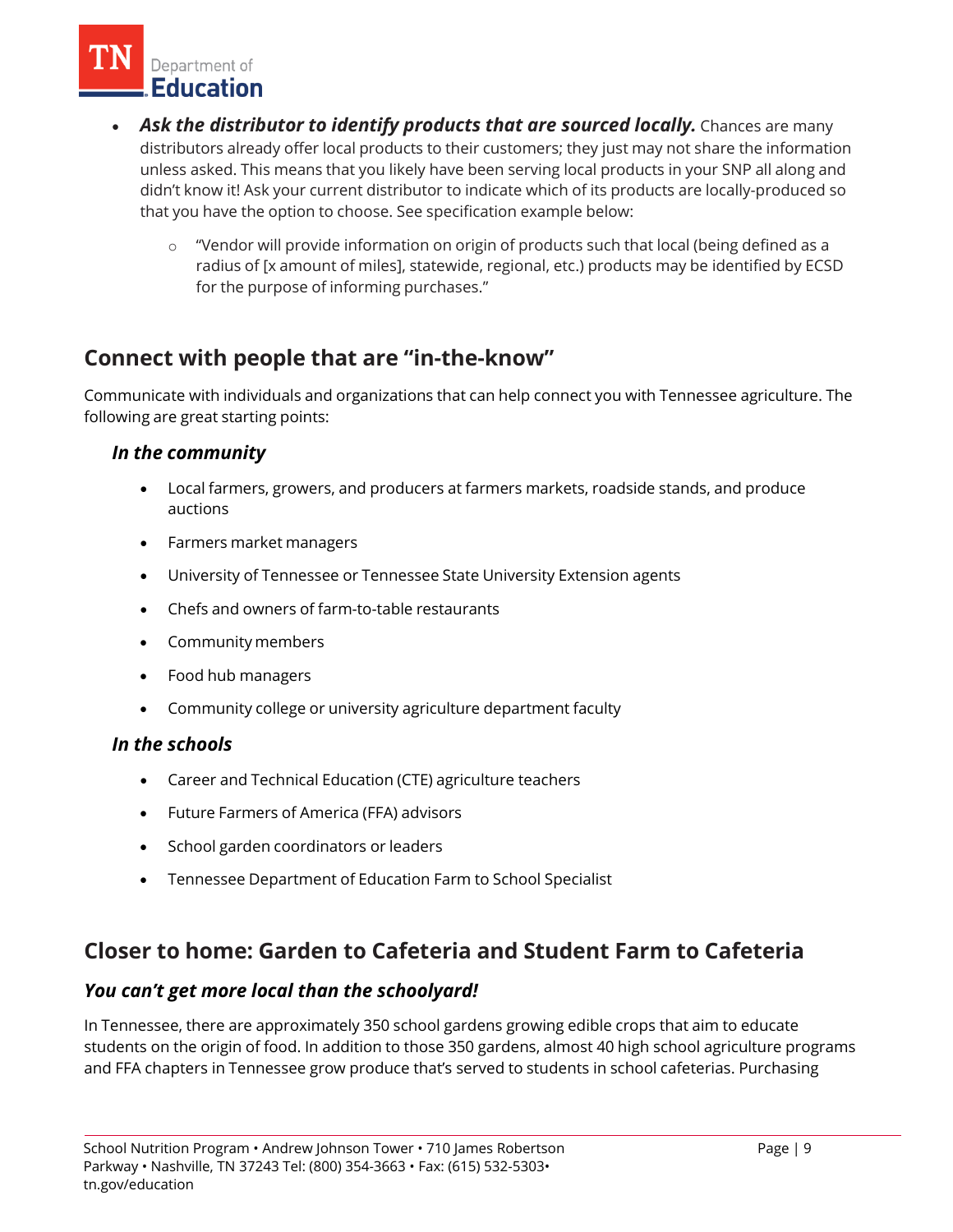- ***Ask the distributor to identify products that are sourced locally.*** Chances are many distributors already offer local products to their customers; they just may not share the information unless asked. This means that you likely have been serving local products in your SNP all along and didn't know it! Ask your current distributor to indicate which of its products are locally-produced so that you have the option to choose. See specification example below:
  - "Vendor will provide information on origin of products such that local (being defined as a radius of [x amount of miles], statewide, regional, etc.) products may be identified by ECSD for the purpose of informing purchases."

## Connect with people that are "in-the-know"

Communicate with individuals and organizations that can help connect you with Tennessee agriculture. The following are great starting points:

### *In the community*

- Local farmers, growers, and producers at farmers markets, roadside stands, and produce auctions
- Farmers market managers
- University of Tennessee or Tennessee State University Extension agents
- Chefs and owners of farm-to-table restaurants
- Community members
- Food hub managers
- Community college or university agriculture department faculty

### *In the schools*

- Career and Technical Education (CTE) agriculture teachers
- Future Farmers of America (FFA) advisors
- School garden coordinators or leaders
- Tennessee Department of Education Farm to School Specialist

## Closer to home: Garden to Cafeteria and Student Farm to Cafeteria

### *You can't get more local than the schoolyard!*

In Tennessee, there are approximately 350 school gardens growing edible crops that aim to educate students on the origin of food. In addition to those 350 gardens, almost 40 high school agriculture programs and FFA chapters in Tennessee grow produce that's served to students in school cafeterias. Purchasing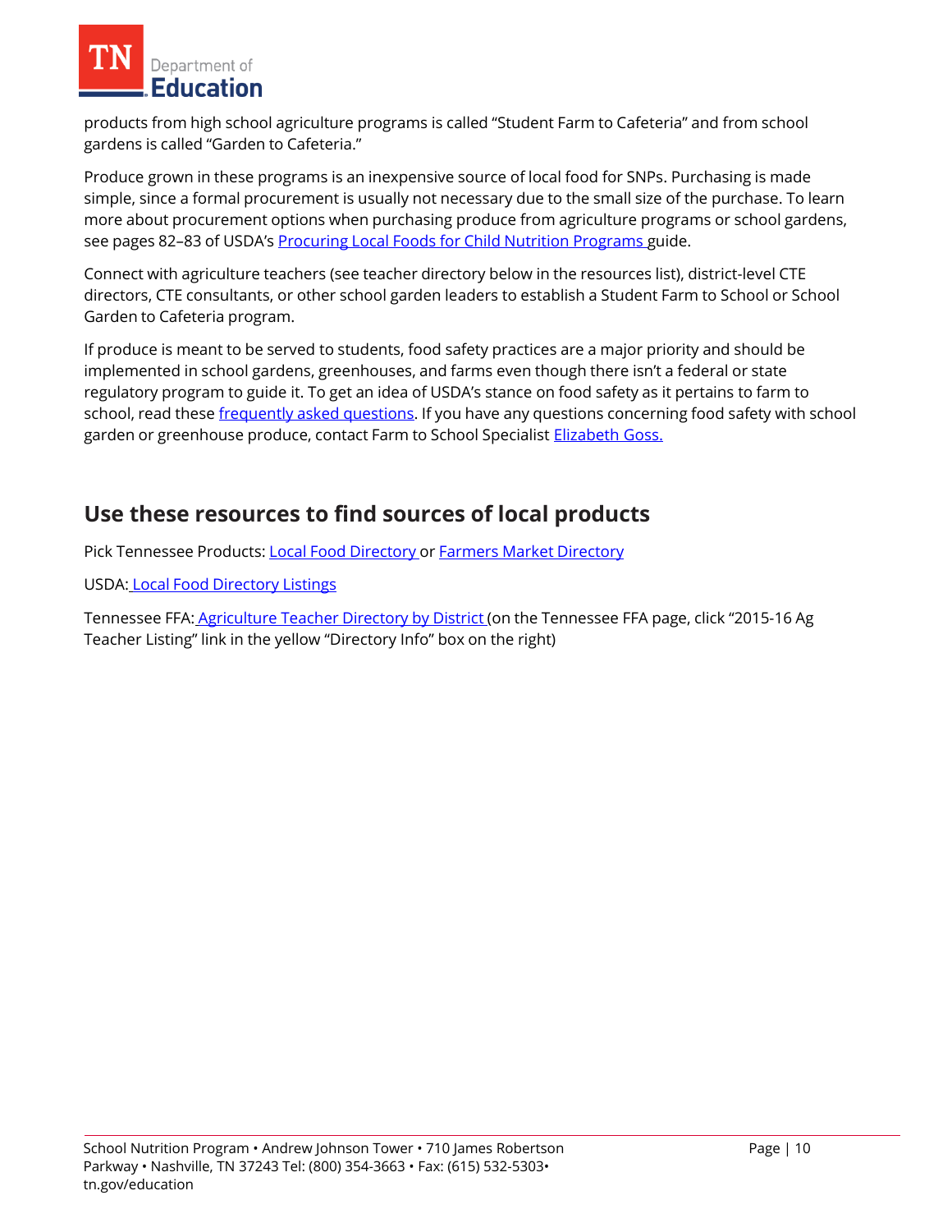products from high school agriculture programs is called "Student Farm to Cafeteria" and from school gardens is called "Garden to Cafeteria."

Produce grown in these programs is an inexpensive source of local food for SNPs. Purchasing is made simple, since a formal procurement is usually not necessary due to the small size of the purchase. To learn more about procurement options when purchasing produce from agriculture programs or school gardens, see pages 82–83 of USDA's Procuring Local Foods for Child Nutrition Programs guide.

Connect with agriculture teachers (see teacher directory below in the resources list), district-level CTE directors, CTE consultants, or other school garden leaders to establish a Student Farm to School or School Garden to Cafeteria program.

If produce is meant to be served to students, food safety practices are a major priority and should be implemented in school gardens, greenhouses, and farms even though there isn't a federal or state regulatory program to guide it. To get an idea of USDA's stance on food safety as it pertains to farm to school, read these frequently asked questions. If you have any questions concerning food safety with school garden or greenhouse produce, contact Farm to School Specialist Elizabeth Goss.

## Use these resources to find sources of local products

Pick Tennessee Products: Local Food Directory or Farmers Market Directory

USDA: Local Food Directory Listings

Tennessee FFA: Agriculture Teacher Directory by District (on the Tennessee FFA page, click "2015-16 Ag Teacher Listing" link in the yellow "Directory Info" box on the right)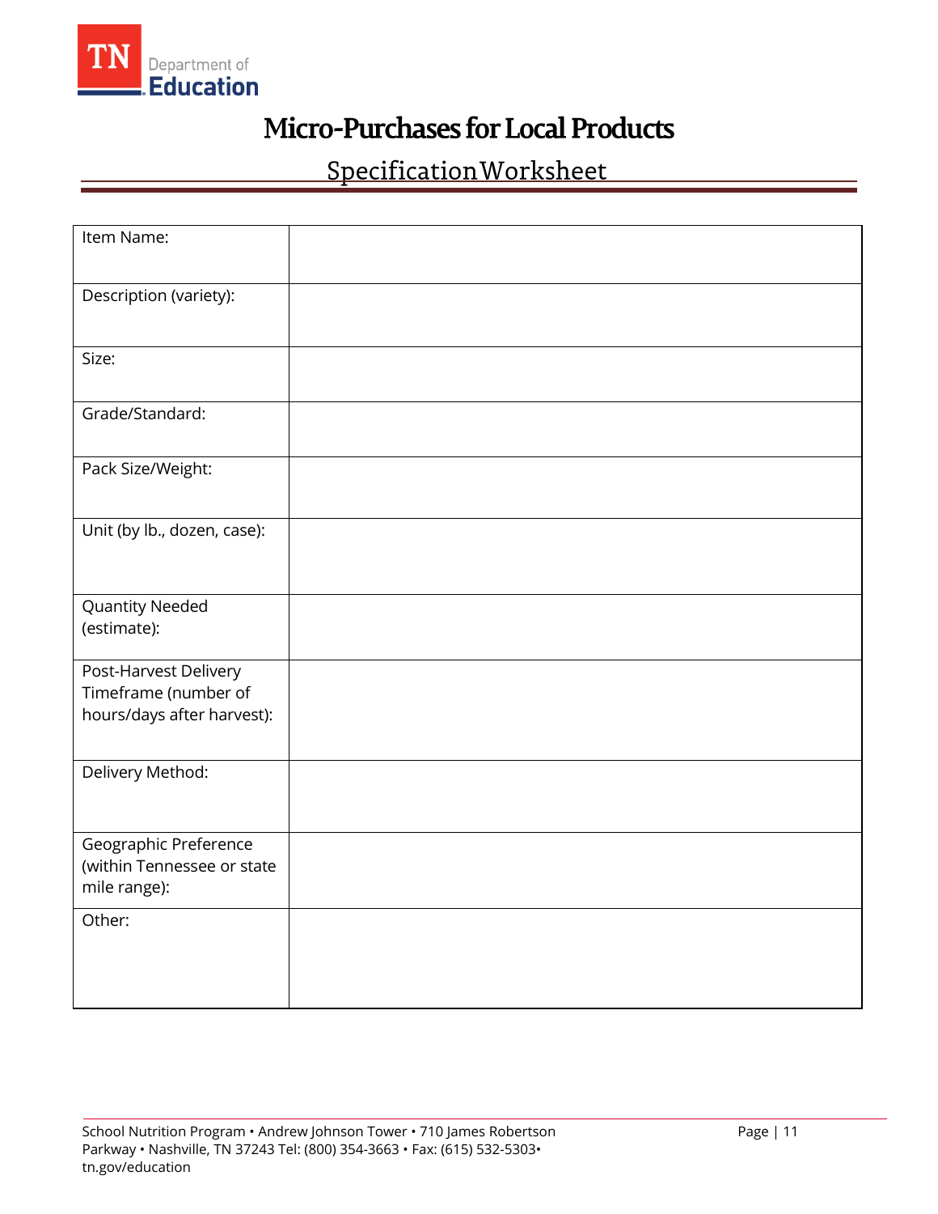# Micro-Purchases for Local Products

## Specification Worksheet

| | |
|---|---|
| Item Name: | |
| Description (variety): | |
| Size: | |
| Grade/Standard: | |
| Pack Size/Weight: | |
| Unit (by lb., dozen, case): | |
| Quantity Needed (estimate): | |
| Post-Harvest Delivery Timeframe (number of hours/days after harvest): | |
| Delivery Method: | |
| Geographic Preference (within Tennessee or state mile range): | |
| Other: | |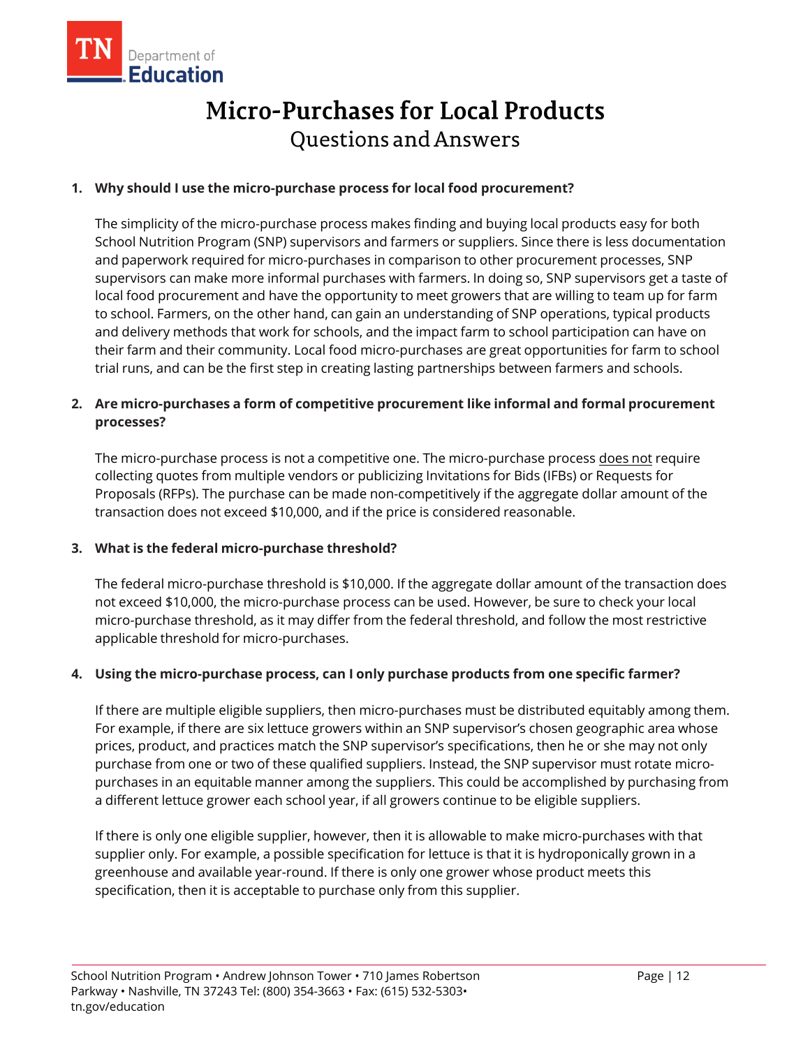# Micro-Purchases for Local Products

## Questions and Answers

1. **Why should I use the micro-purchase process for local food procurement?**

   The simplicity of the micro-purchase process makes finding and buying local products easy for both School Nutrition Program (SNP) supervisors and farmers or suppliers. Since there is less documentation and paperwork required for micro-purchases in comparison to other procurement processes, SNP supervisors can make more informal purchases with farmers. In doing so, SNP supervisors get a taste of local food procurement and have the opportunity to meet growers that are willing to team up for farm to school. Farmers, on the other hand, can gain an understanding of SNP operations, typical products and delivery methods that work for schools, and the impact farm to school participation can have on their farm and their community. Local food micro-purchases are great opportunities for farm to school trial runs, and can be the first step in creating lasting partnerships between farmers and schools.

2. **Are micro-purchases a form of competitive procurement like informal and formal procurement processes?**

   The micro-purchase process is not a competitive one. The micro-purchase process <u>does not</u> require collecting quotes from multiple vendors or publicizing Invitations for Bids (IFBs) or Requests for Proposals (RFPs). The purchase can be made non-competitively if the aggregate dollar amount of the transaction does not exceed $10,000, and if the price is considered reasonable.

3. **What is the federal micro-purchase threshold?**

   The federal micro-purchase threshold is $10,000. If the aggregate dollar amount of the transaction does not exceed $10,000, the micro-purchase process can be used. However, be sure to check your local micro-purchase threshold, as it may differ from the federal threshold, and follow the most restrictive applicable threshold for micro-purchases.

4. **Using the micro-purchase process, can I only purchase products from one specific farmer?**

   If there are multiple eligible suppliers, then micro-purchases must be distributed equitably among them. For example, if there are six lettuce growers within an SNP supervisor's chosen geographic area whose prices, product, and practices match the SNP supervisor's specifications, then he or she may not only purchase from one or two of these qualified suppliers. Instead, the SNP supervisor must rotate micro-purchases in an equitable manner among the suppliers. This could be accomplished by purchasing from a different lettuce grower each school year, if all growers continue to be eligible suppliers.

   If there is only one eligible supplier, however, then it is allowable to make micro-purchases with that supplier only. For example, a possible specification for lettuce is that it is hydroponically grown in a greenhouse and available year-round. If there is only one grower whose product meets this specification, then it is acceptable to purchase only from this supplier.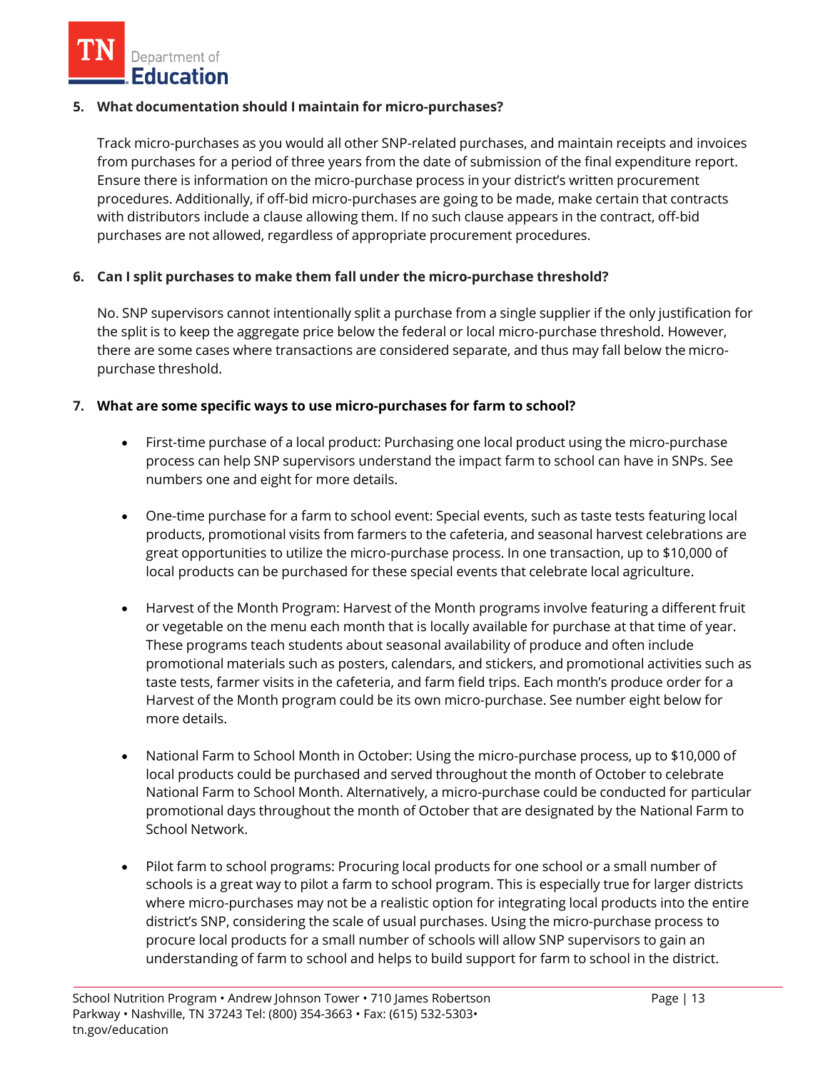5. **What documentation should I maintain for micro-purchases?**

   Track micro-purchases as you would all other SNP-related purchases, and maintain receipts and invoices from purchases for a period of three years from the date of submission of the final expenditure report. Ensure there is information on the micro-purchase process in your district's written procurement procedures. Additionally, if off-bid micro-purchases are going to be made, make certain that contracts with distributors include a clause allowing them. If no such clause appears in the contract, off-bid purchases are not allowed, regardless of appropriate procurement procedures.

6. **Can I split purchases to make them fall under the micro-purchase threshold?**

   No. SNP supervisors cannot intentionally split a purchase from a single supplier if the only justification for the split is to keep the aggregate price below the federal or local micro-purchase threshold. However, there are some cases where transactions are considered separate, and thus may fall below the micro-purchase threshold.

7. **What are some specific ways to use micro-purchases for farm to school?**

   - First-time purchase of a local product: Purchasing one local product using the micro-purchase process can help SNP supervisors understand the impact farm to school can have in SNPs. See numbers one and eight for more details.

   - One-time purchase for a farm to school event: Special events, such as taste tests featuring local products, promotional visits from farmers to the cafeteria, and seasonal harvest celebrations are great opportunities to utilize the micro-purchase process. In one transaction, up to $10,000 of local products can be purchased for these special events that celebrate local agriculture.

   - Harvest of the Month Program: Harvest of the Month programs involve featuring a different fruit or vegetable on the menu each month that is locally available for purchase at that time of year. These programs teach students about seasonal availability of produce and often include promotional materials such as posters, calendars, and stickers, and promotional activities such as taste tests, farmer visits in the cafeteria, and farm field trips. Each month's produce order for a Harvest of the Month program could be its own micro-purchase. See number eight below for more details.

   - National Farm to School Month in October: Using the micro-purchase process, up to $10,000 of local products could be purchased and served throughout the month of October to celebrate National Farm to School Month. Alternatively, a micro-purchase could be conducted for particular promotional days throughout the month of October that are designated by the National Farm to School Network.

   - Pilot farm to school programs: Procuring local products for one school or a small number of schools is a great way to pilot a farm to school program. This is especially true for larger districts where micro-purchases may not be a realistic option for integrating local products into the entire district's SNP, considering the scale of usual purchases. Using the micro-purchase process to procure local products for a small number of schools will allow SNP supervisors to gain an understanding of farm to school and helps to build support for farm to school in the district.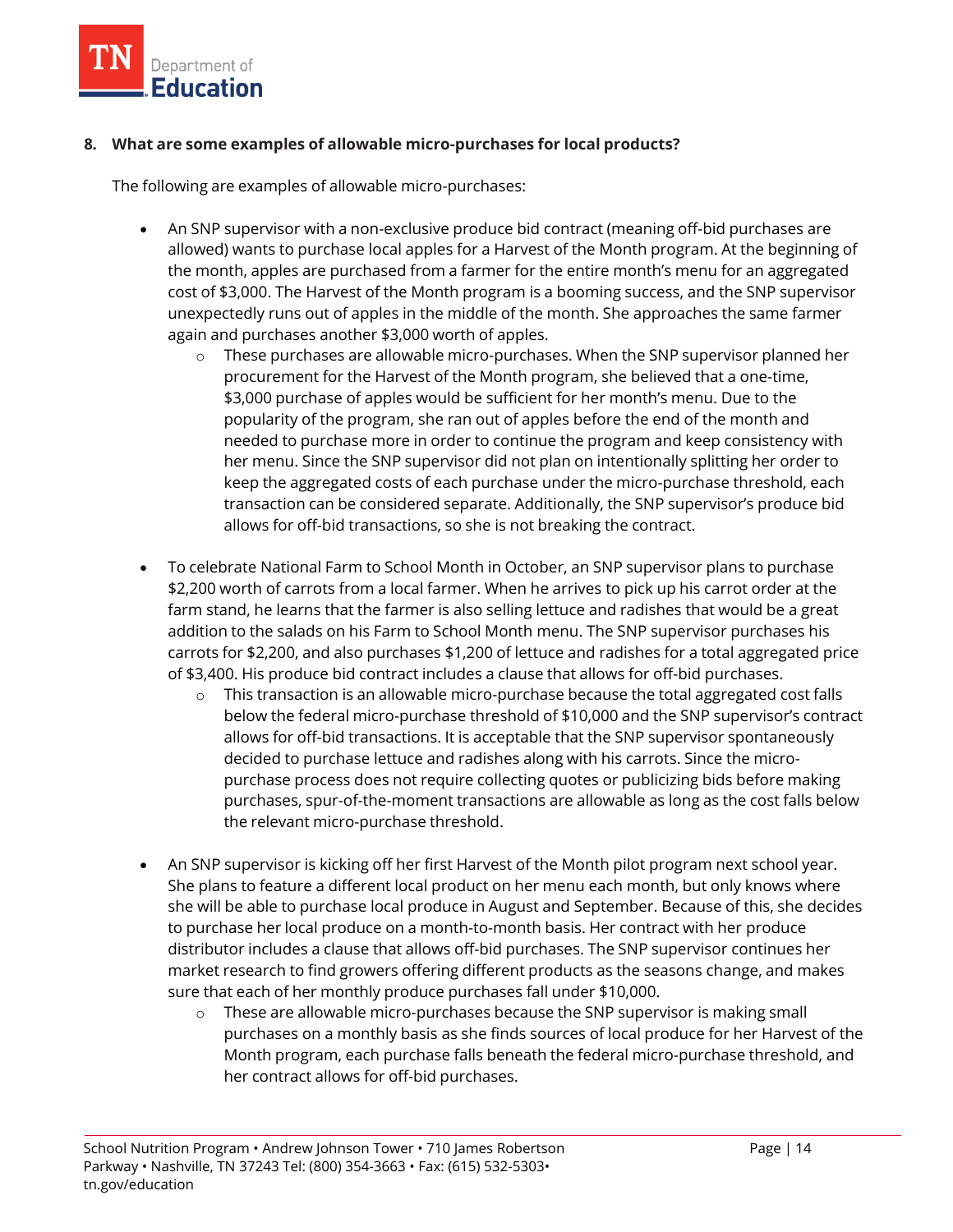**8. What are some examples of allowable micro-purchases for local products?**

The following are examples of allowable micro-purchases:

- An SNP supervisor with a non-exclusive produce bid contract (meaning off-bid purchases are allowed) wants to purchase local apples for a Harvest of the Month program. At the beginning of the month, apples are purchased from a farmer for the entire month's menu for an aggregated cost of $3,000. The Harvest of the Month program is a booming success, and the SNP supervisor unexpectedly runs out of apples in the middle of the month. She approaches the same farmer again and purchases another $3,000 worth of apples.
    - These purchases are allowable micro-purchases. When the SNP supervisor planned her procurement for the Harvest of the Month program, she believed that a one-time, $3,000 purchase of apples would be sufficient for her month's menu. Due to the popularity of the program, she ran out of apples before the end of the month and needed to purchase more in order to continue the program and keep consistency with her menu. Since the SNP supervisor did not plan on intentionally splitting her order to keep the aggregated costs of each purchase under the micro-purchase threshold, each transaction can be considered separate. Additionally, the SNP supervisor's produce bid allows for off-bid transactions, so she is not breaking the contract.

- To celebrate National Farm to School Month in October, an SNP supervisor plans to purchase $2,200 worth of carrots from a local farmer. When he arrives to pick up his carrot order at the farm stand, he learns that the farmer is also selling lettuce and radishes that would be a great addition to the salads on his Farm to School Month menu. The SNP supervisor purchases his carrots for $2,200, and also purchases $1,200 of lettuce and radishes for a total aggregated price of $3,400. His produce bid contract includes a clause that allows for off-bid purchases.
    - This transaction is an allowable micro-purchase because the total aggregated cost falls below the federal micro-purchase threshold of $10,000 and the SNP supervisor's contract allows for off-bid transactions. It is acceptable that the SNP supervisor spontaneously decided to purchase lettuce and radishes along with his carrots. Since the micro-purchase process does not require collecting quotes or publicizing bids before making purchases, spur-of-the-moment transactions are allowable as long as the cost falls below the relevant micro-purchase threshold.

- An SNP supervisor is kicking off her first Harvest of the Month pilot program next school year. She plans to feature a different local product on her menu each month, but only knows where she will be able to purchase local produce in August and September. Because of this, she decides to purchase her local produce on a month-to-month basis. Her contract with her produce distributor includes a clause that allows off-bid purchases. The SNP supervisor continues her market research to find growers offering different products as the seasons change, and makes sure that each of her monthly produce purchases fall under $10,000.
    - These are allowable micro-purchases because the SNP supervisor is making small purchases on a monthly basis as she finds sources of local produce for her Harvest of the Month program, each purchase falls beneath the federal micro-purchase threshold, and her contract allows for off-bid purchases.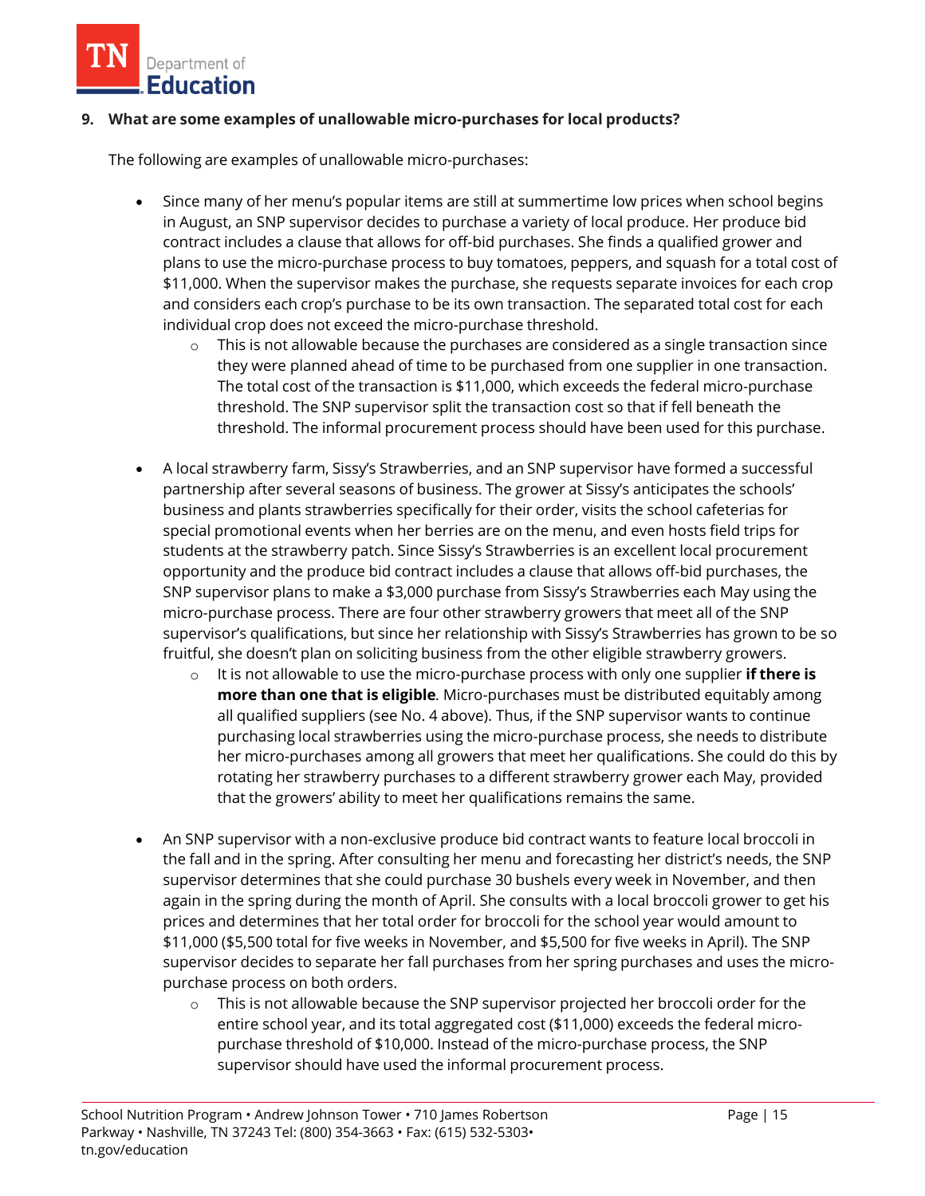### 9. What are some examples of unallowable micro-purchases for local products?

The following are examples of unallowable micro-purchases:

- Since many of her menu's popular items are still at summertime low prices when school begins in August, an SNP supervisor decides to purchase a variety of local produce. Her produce bid contract includes a clause that allows for off-bid purchases. She finds a qualified grower and plans to use the micro-purchase process to buy tomatoes, peppers, and squash for a total cost of $11,000. When the supervisor makes the purchase, she requests separate invoices for each crop and considers each crop's purchase to be its own transaction. The separated total cost for each individual crop does not exceed the micro-purchase threshold.
    - This is not allowable because the purchases are considered as a single transaction since they were planned ahead of time to be purchased from one supplier in one transaction. The total cost of the transaction is $11,000, which exceeds the federal micro-purchase threshold. The SNP supervisor split the transaction cost so that if fell beneath the threshold. The informal procurement process should have been used for this purchase.

- A local strawberry farm, Sissy's Strawberries, and an SNP supervisor have formed a successful partnership after several seasons of business. The grower at Sissy's anticipates the schools' business and plants strawberries specifically for their order, visits the school cafeterias for special promotional events when her berries are on the menu, and even hosts field trips for students at the strawberry patch. Since Sissy's Strawberries is an excellent local procurement opportunity and the produce bid contract includes a clause that allows off-bid purchases, the SNP supervisor plans to make a $3,000 purchase from Sissy's Strawberries each May using the micro-purchase process. There are four other strawberry growers that meet all of the SNP supervisor's qualifications, but since her relationship with Sissy's Strawberries has grown to be so fruitful, she doesn't plan on soliciting business from the other eligible strawberry growers.
    - It is not allowable to use the micro-purchase process with only one supplier **if there is more than one that is eligible***.* Micro-purchases must be distributed equitably among all qualified suppliers (see No. 4 above). Thus, if the SNP supervisor wants to continue purchasing local strawberries using the micro-purchase process, she needs to distribute her micro-purchases among all growers that meet her qualifications. She could do this by rotating her strawberry purchases to a different strawberry grower each May, provided that the growers' ability to meet her qualifications remains the same.

- An SNP supervisor with a non-exclusive produce bid contract wants to feature local broccoli in the fall and in the spring. After consulting her menu and forecasting her district's needs, the SNP supervisor determines that she could purchase 30 bushels every week in November, and then again in the spring during the month of April. She consults with a local broccoli grower to get his prices and determines that her total order for broccoli for the school year would amount to $11,000 ($5,500 total for five weeks in November, and $5,500 for five weeks in April). The SNP supervisor decides to separate her fall purchases from her spring purchases and uses the micro-purchase process on both orders.
    - This is not allowable because the SNP supervisor projected her broccoli order for the entire school year, and its total aggregated cost ($11,000) exceeds the federal micro-purchase threshold of $10,000. Instead of the micro-purchase process, the SNP supervisor should have used the informal procurement process.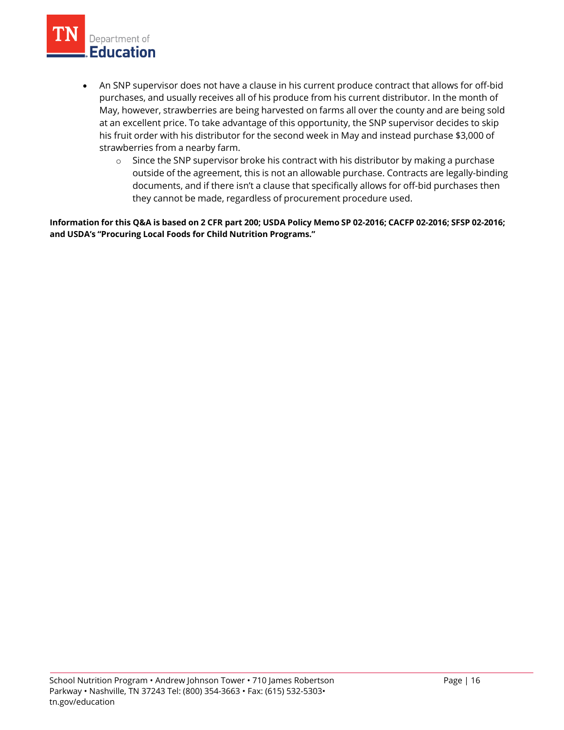- An SNP supervisor does not have a clause in his current produce contract that allows for off-bid purchases, and usually receives all of his produce from his current distributor. In the month of May, however, strawberries are being harvested on farms all over the county and are being sold at an excellent price. To take advantage of this opportunity, the SNP supervisor decides to skip his fruit order with his distributor for the second week in May and instead purchase $3,000 of strawberries from a nearby farm.
  - Since the SNP supervisor broke his contract with his distributor by making a purchase outside of the agreement, this is not an allowable purchase. Contracts are legally-binding documents, and if there isn't a clause that specifically allows for off-bid purchases then they cannot be made, regardless of procurement procedure used.

**Information for this Q&A is based on 2 CFR part 200; USDA Policy Memo SP 02-2016; CACFP 02-2016; SFSP 02-2016; and USDA's "Procuring Local Foods for Child Nutrition Programs."**